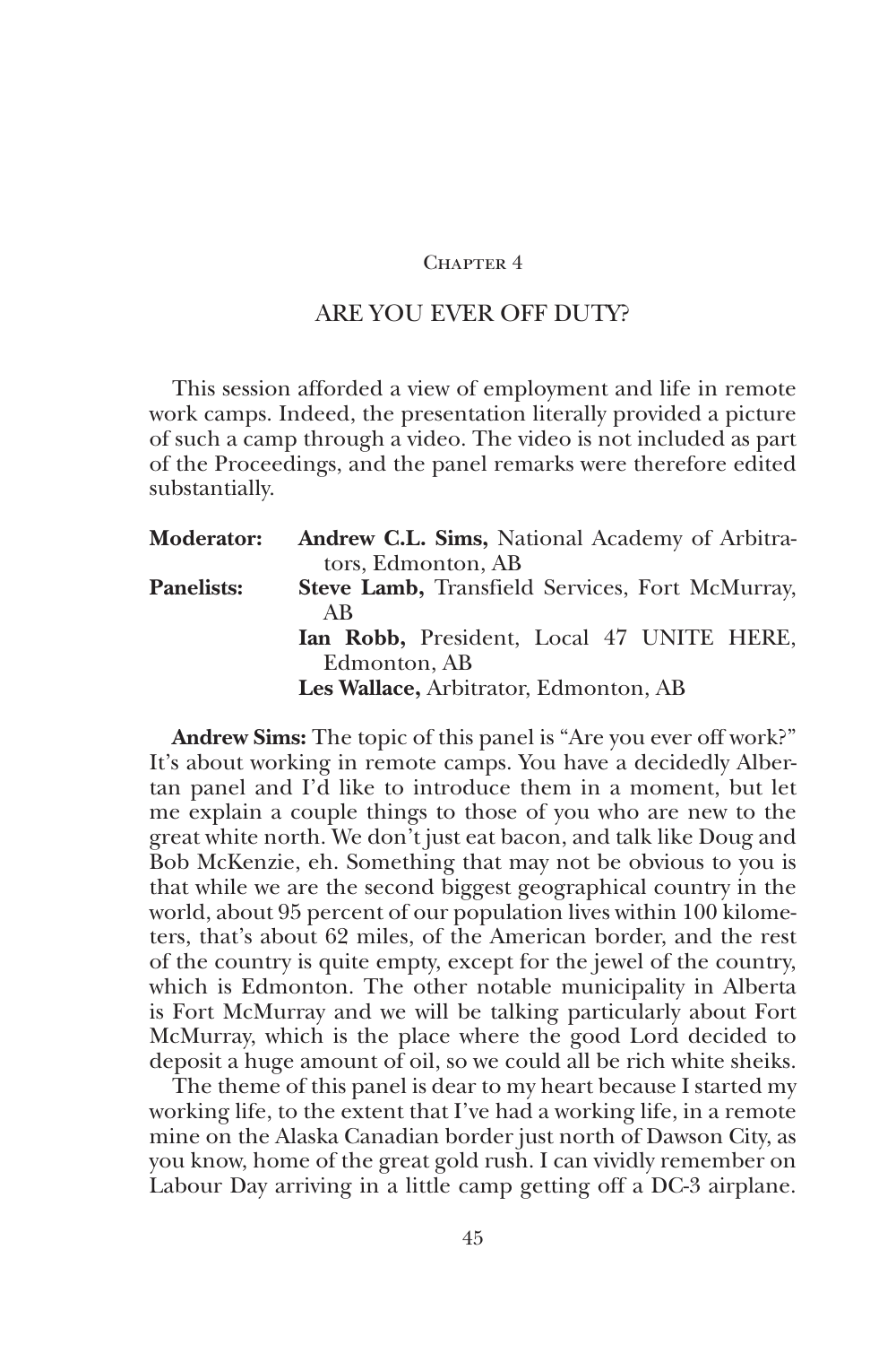Chapter 4

# ARE YOU EVER OFF DUTY?

This session afforded a view of employment and life in remote work camps. Indeed, the presentation literally provided a picture of such a camp through a video. The video is not included as part of the Proceedings, and the panel remarks were therefore edited substantially.

| | |
|---|---|
| **Moderator:** | **Andrew C.L. Sims,** National Academy of Arbitrators, Edmonton, AB |
| **Panelists:** | **Steve Lamb,** Transfield Services, Fort McMurray, AB |
| | **Ian Robb,** President, Local 47 UNITE HERE, Edmonton, AB |
| | **Les Wallace,** Arbitrator, Edmonton, AB |

**Andrew Sims:** The topic of this panel is "Are you ever off work?" It's about working in remote camps. You have a decidedly Albertan panel and I'd like to introduce them in a moment, but let me explain a couple things to those of you who are new to the great white north. We don't just eat bacon, and talk like Doug and Bob McKenzie, eh. Something that may not be obvious to you is that while we are the second biggest geographical country in the world, about 95 percent of our population lives within 100 kilometers, that's about 62 miles, of the American border, and the rest of the country is quite empty, except for the jewel of the country, which is Edmonton. The other notable municipality in Alberta is Fort McMurray and we will be talking particularly about Fort McMurray, which is the place where the good Lord decided to deposit a huge amount of oil, so we could all be rich white sheiks.

The theme of this panel is dear to my heart because I started my working life, to the extent that I've had a working life, in a remote mine on the Alaska Canadian border just north of Dawson City, as you know, home of the great gold rush. I can vividly remember on Labour Day arriving in a little camp getting off a DC-3 airplane.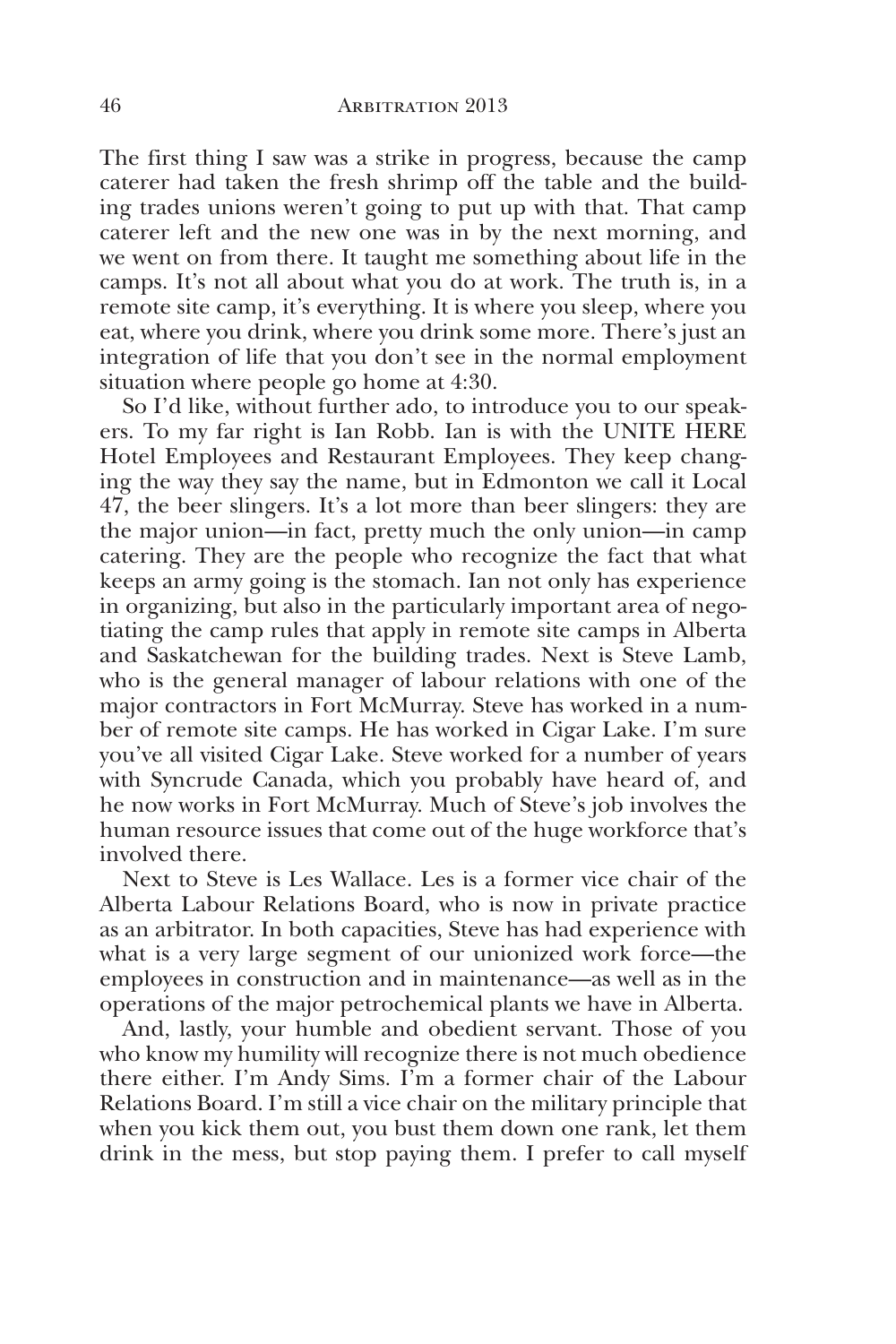The first thing I saw was a strike in progress, because the camp caterer had taken the fresh shrimp off the table and the building trades unions weren't going to put up with that. That camp caterer left and the new one was in by the next morning, and we went on from there. It taught me something about life in the camps. It's not all about what you do at work. The truth is, in a remote site camp, it's everything. It is where you sleep, where you eat, where you drink, where you drink some more. There's just an integration of life that you don't see in the normal employment situation where people go home at 4:30.

So I'd like, without further ado, to introduce you to our speakers. To my far right is Ian Robb. Ian is with the UNITE HERE Hotel Employees and Restaurant Employees. They keep changing the way they say the name, but in Edmonton we call it Local 47, the beer slingers. It's a lot more than beer slingers: they are the major union—in fact, pretty much the only union—in camp catering. They are the people who recognize the fact that what keeps an army going is the stomach. Ian not only has experience in organizing, but also in the particularly important area of negotiating the camp rules that apply in remote site camps in Alberta and Saskatchewan for the building trades. Next is Steve Lamb, who is the general manager of labour relations with one of the major contractors in Fort McMurray. Steve has worked in a number of remote site camps. He has worked in Cigar Lake. I'm sure you've all visited Cigar Lake. Steve worked for a number of years with Syncrude Canada, which you probably have heard of, and he now works in Fort McMurray. Much of Steve's job involves the human resource issues that come out of the huge workforce that's involved there.

Next to Steve is Les Wallace. Les is a former vice chair of the Alberta Labour Relations Board, who is now in private practice as an arbitrator. In both capacities, Steve has had experience with what is a very large segment of our unionized work force—the employees in construction and in maintenance—as well as in the operations of the major petrochemical plants we have in Alberta.

And, lastly, your humble and obedient servant. Those of you who know my humility will recognize there is not much obedience there either. I'm Andy Sims. I'm a former chair of the Labour Relations Board. I'm still a vice chair on the military principle that when you kick them out, you bust them down one rank, let them drink in the mess, but stop paying them. I prefer to call myself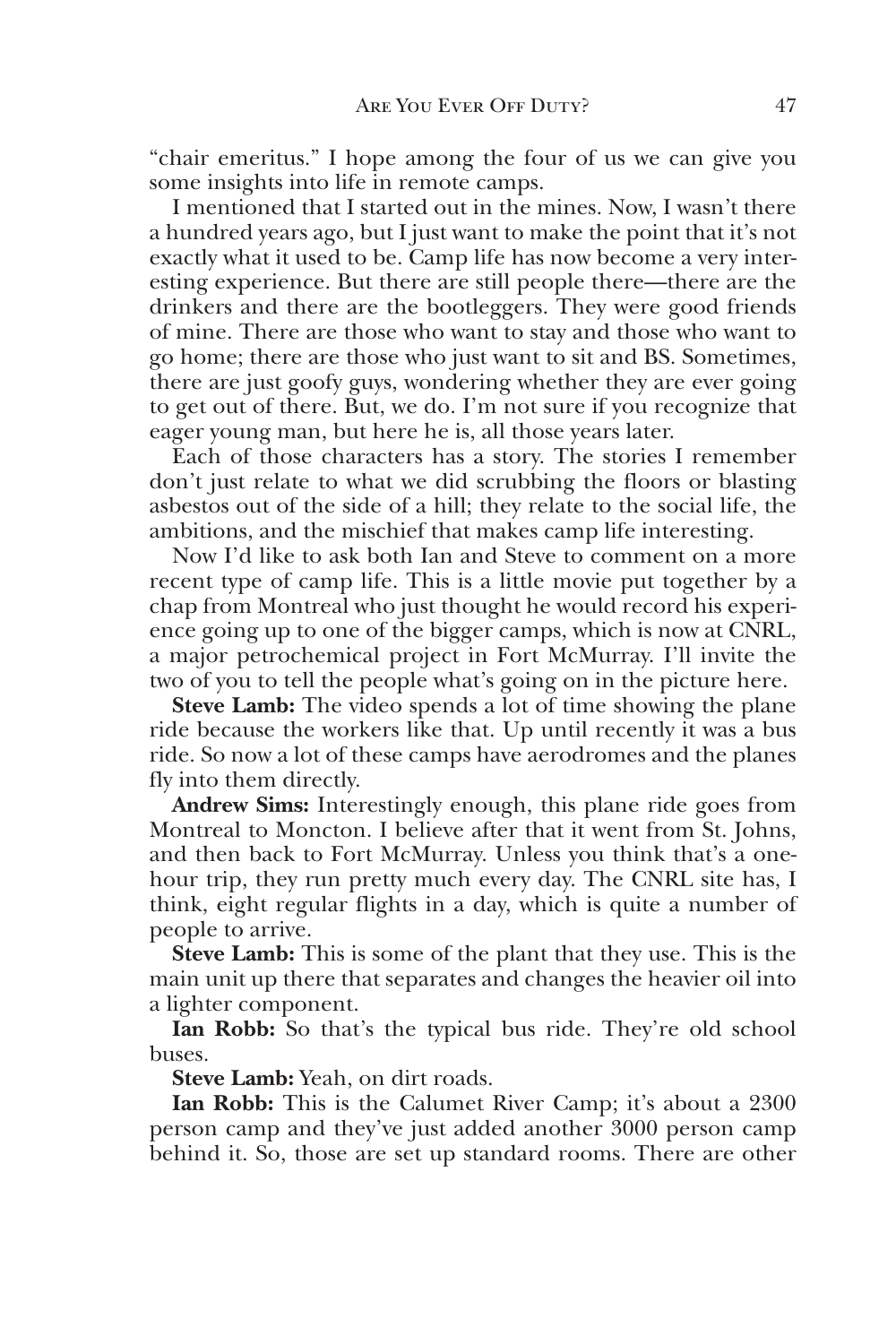"chair emeritus." I hope among the four of us we can give you some insights into life in remote camps.

I mentioned that I started out in the mines. Now, I wasn't there a hundred years ago, but I just want to make the point that it's not exactly what it used to be. Camp life has now become a very interesting experience. But there are still people there—there are the drinkers and there are the bootleggers. They were good friends of mine. There are those who want to stay and those who want to go home; there are those who just want to sit and BS. Sometimes, there are just goofy guys, wondering whether they are ever going to get out of there. But, we do. I'm not sure if you recognize that eager young man, but here he is, all those years later.

Each of those characters has a story. The stories I remember don't just relate to what we did scrubbing the floors or blasting asbestos out of the side of a hill; they relate to the social life, the ambitions, and the mischief that makes camp life interesting.

Now I'd like to ask both Ian and Steve to comment on a more recent type of camp life. This is a little movie put together by a chap from Montreal who just thought he would record his experience going up to one of the bigger camps, which is now at CNRL, a major petrochemical project in Fort McMurray. I'll invite the two of you to tell the people what's going on in the picture here.

**Steve Lamb:** The video spends a lot of time showing the plane ride because the workers like that. Up until recently it was a bus ride. So now a lot of these camps have aerodromes and the planes fly into them directly.

**Andrew Sims:** Interestingly enough, this plane ride goes from Montreal to Moncton. I believe after that it went from St. Johns, and then back to Fort McMurray. Unless you think that's a one-hour trip, they run pretty much every day. The CNRL site has, I think, eight regular flights in a day, which is quite a number of people to arrive.

**Steve Lamb:** This is some of the plant that they use. This is the main unit up there that separates and changes the heavier oil into a lighter component.

**Ian Robb:** So that's the typical bus ride. They're old school buses.

**Steve Lamb:** Yeah, on dirt roads.

**Ian Robb:** This is the Calumet River Camp; it's about a 2300 person camp and they've just added another 3000 person camp behind it. So, those are set up standard rooms. There are other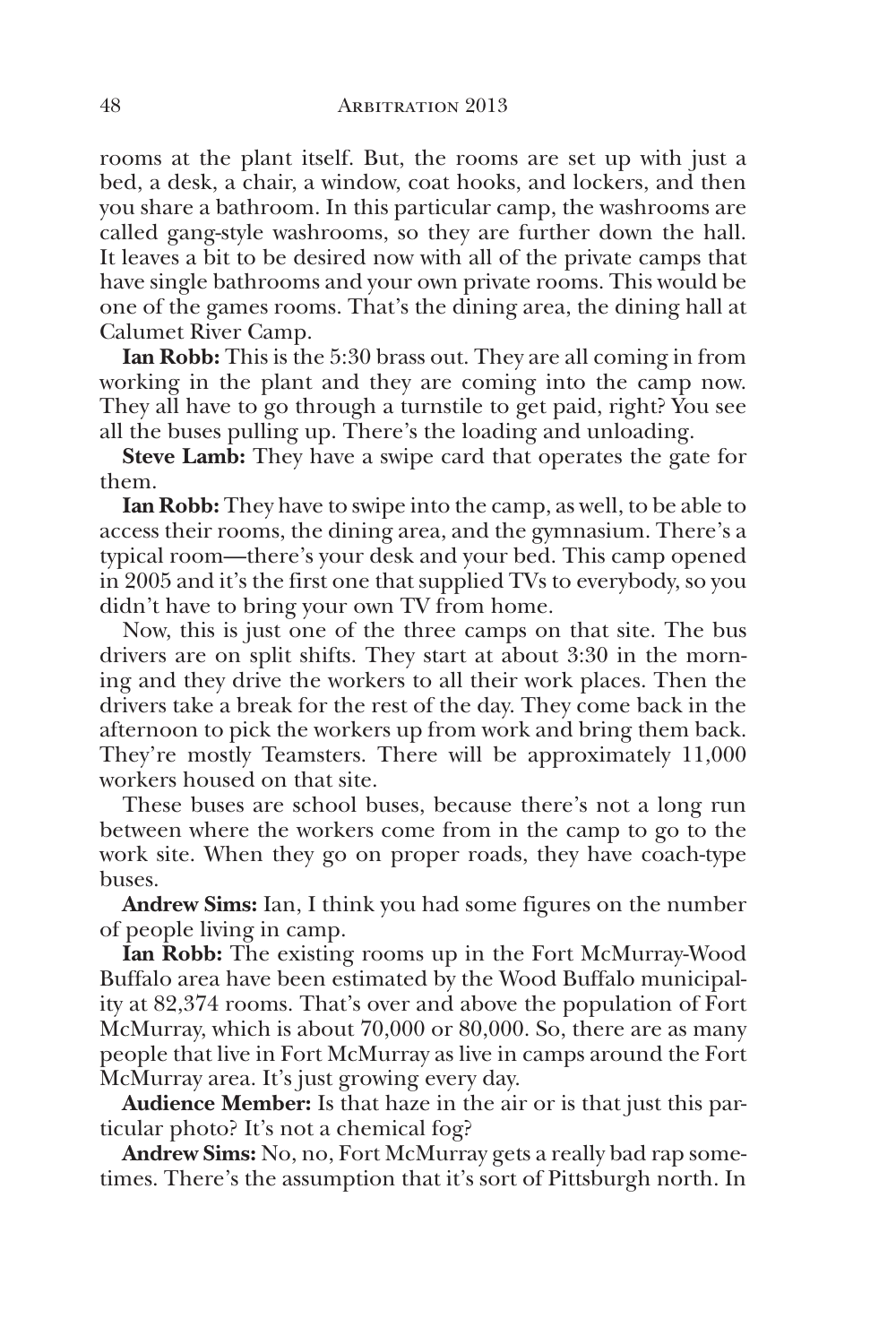rooms at the plant itself. But, the rooms are set up with just a bed, a desk, a chair, a window, coat hooks, and lockers, and then you share a bathroom. In this particular camp, the washrooms are called gang-style washrooms, so they are further down the hall. It leaves a bit to be desired now with all of the private camps that have single bathrooms and your own private rooms. This would be one of the games rooms. That's the dining area, the dining hall at Calumet River Camp.

**Ian Robb:** This is the 5:30 brass out. They are all coming in from working in the plant and they are coming into the camp now. They all have to go through a turnstile to get paid, right? You see all the buses pulling up. There's the loading and unloading.

**Steve Lamb:** They have a swipe card that operates the gate for them.

**Ian Robb:** They have to swipe into the camp, as well, to be able to access their rooms, the dining area, and the gymnasium. There's a typical room—there's your desk and your bed. This camp opened in 2005 and it's the first one that supplied TVs to everybody, so you didn't have to bring your own TV from home.

Now, this is just one of the three camps on that site. The bus drivers are on split shifts. They start at about 3:30 in the morning and they drive the workers to all their work places. Then the drivers take a break for the rest of the day. They come back in the afternoon to pick the workers up from work and bring them back. They're mostly Teamsters. There will be approximately 11,000 workers housed on that site.

These buses are school buses, because there's not a long run between where the workers come from in the camp to go to the work site. When they go on proper roads, they have coach-type buses.

**Andrew Sims:** Ian, I think you had some figures on the number of people living in camp.

**Ian Robb:** The existing rooms up in the Fort McMurray-Wood Buffalo area have been estimated by the Wood Buffalo municipality at 82,374 rooms. That's over and above the population of Fort McMurray, which is about 70,000 or 80,000. So, there are as many people that live in Fort McMurray as live in camps around the Fort McMurray area. It's just growing every day.

**Audience Member:** Is that haze in the air or is that just this particular photo? It's not a chemical fog?

**Andrew Sims:** No, no, Fort McMurray gets a really bad rap sometimes. There's the assumption that it's sort of Pittsburgh north. In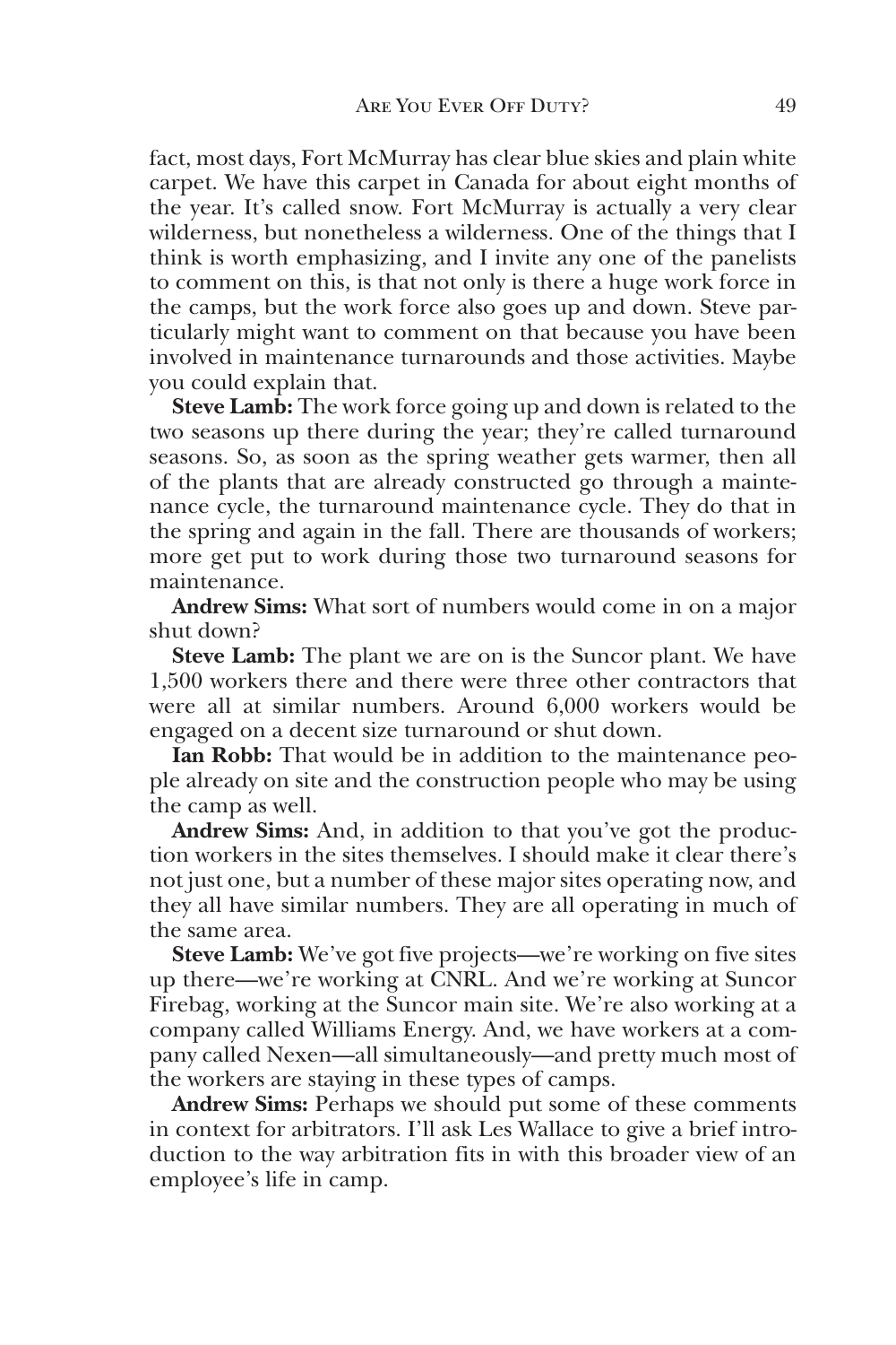fact, most days, Fort McMurray has clear blue skies and plain white carpet. We have this carpet in Canada for about eight months of the year. It's called snow. Fort McMurray is actually a very clear wilderness, but nonetheless a wilderness. One of the things that I think is worth emphasizing, and I invite any one of the panelists to comment on this, is that not only is there a huge work force in the camps, but the work force also goes up and down. Steve particularly might want to comment on that because you have been involved in maintenance turnarounds and those activities. Maybe you could explain that.

**Steve Lamb:** The work force going up and down is related to the two seasons up there during the year; they're called turnaround seasons. So, as soon as the spring weather gets warmer, then all of the plants that are already constructed go through a maintenance cycle, the turnaround maintenance cycle. They do that in the spring and again in the fall. There are thousands of workers; more get put to work during those two turnaround seasons for maintenance.

**Andrew Sims:** What sort of numbers would come in on a major shut down?

**Steve Lamb:** The plant we are on is the Suncor plant. We have 1,500 workers there and there were three other contractors that were all at similar numbers. Around 6,000 workers would be engaged on a decent size turnaround or shut down.

**Ian Robb:** That would be in addition to the maintenance people already on site and the construction people who may be using the camp as well.

**Andrew Sims:** And, in addition to that you've got the production workers in the sites themselves. I should make it clear there's not just one, but a number of these major sites operating now, and they all have similar numbers. They are all operating in much of the same area.

**Steve Lamb:** We've got five projects—we're working on five sites up there—we're working at CNRL. And we're working at Suncor Firebag, working at the Suncor main site. We're also working at a company called Williams Energy. And, we have workers at a company called Nexen—all simultaneously—and pretty much most of the workers are staying in these types of camps.

**Andrew Sims:** Perhaps we should put some of these comments in context for arbitrators. I'll ask Les Wallace to give a brief introduction to the way arbitration fits in with this broader view of an employee's life in camp.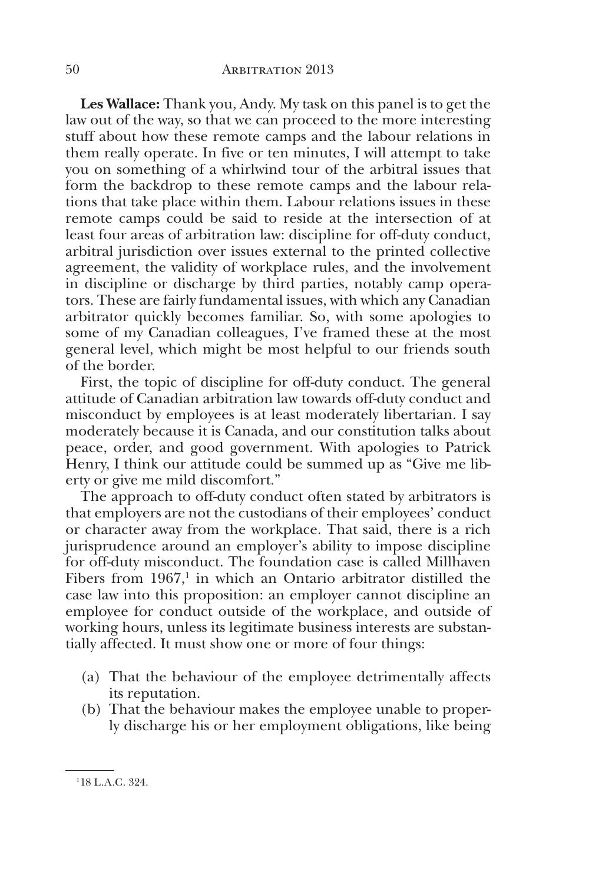**Les Wallace:** Thank you, Andy. My task on this panel is to get the law out of the way, so that we can proceed to the more interesting stuff about how these remote camps and the labour relations in them really operate. In five or ten minutes, I will attempt to take you on something of a whirlwind tour of the arbitral issues that form the backdrop to these remote camps and the labour relations that take place within them. Labour relations issues in these remote camps could be said to reside at the intersection of at least four areas of arbitration law: discipline for off-duty conduct, arbitral jurisdiction over issues external to the printed collective agreement, the validity of workplace rules, and the involvement in discipline or discharge by third parties, notably camp operators. These are fairly fundamental issues, with which any Canadian arbitrator quickly becomes familiar. So, with some apologies to some of my Canadian colleagues, I've framed these at the most general level, which might be most helpful to our friends south of the border.

First, the topic of discipline for off-duty conduct. The general attitude of Canadian arbitration law towards off-duty conduct and misconduct by employees is at least moderately libertarian. I say moderately because it is Canada, and our constitution talks about peace, order, and good government. With apologies to Patrick Henry, I think our attitude could be summed up as "Give me liberty or give me mild discomfort."

The approach to off-duty conduct often stated by arbitrators is that employers are not the custodians of their employees' conduct or character away from the workplace. That said, there is a rich jurisprudence around an employer's ability to impose discipline for off-duty misconduct. The foundation case is called Millhaven Fibers from 1967,[1] in which an Ontario arbitrator distilled the case law into this proposition: an employer cannot discipline an employee for conduct outside of the workplace, and outside of working hours, unless its legitimate business interests are substantially affected. It must show one or more of four things:

(a) That the behaviour of the employee detrimentally affects its reputation.
(b) That the behaviour makes the employee unable to properly discharge his or her employment obligations, like being

---

[1] 18 L.A.C. 324.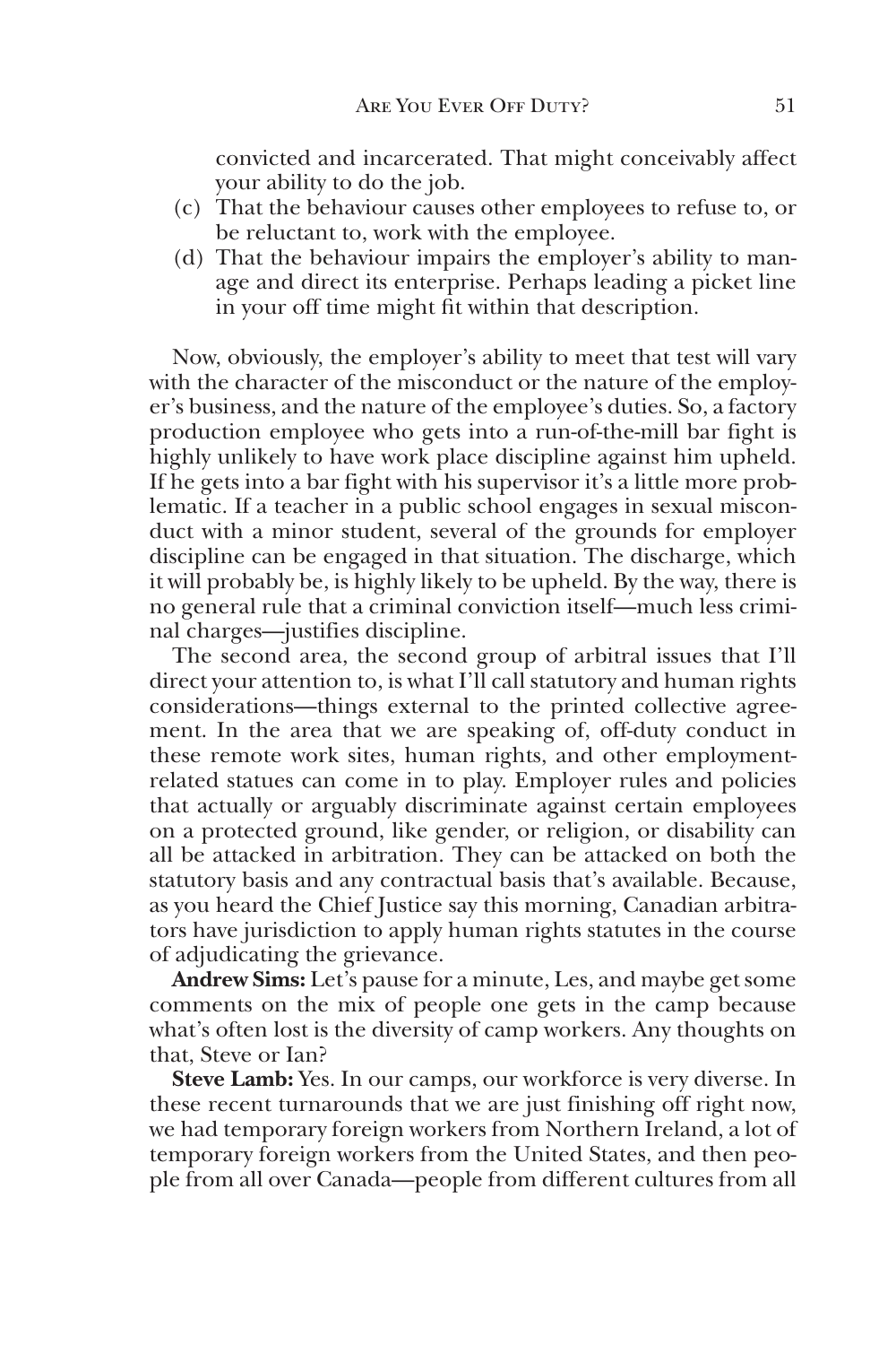convicted and incarcerated. That might conceivably affect your ability to do the job.

(c) That the behaviour causes other employees to refuse to, or be reluctant to, work with the employee.

(d) That the behaviour impairs the employer's ability to manage and direct its enterprise. Perhaps leading a picket line in your off time might fit within that description.

Now, obviously, the employer's ability to meet that test will vary with the character of the misconduct or the nature of the employer's business, and the nature of the employee's duties. So, a factory production employee who gets into a run-of-the-mill bar fight is highly unlikely to have work place discipline against him upheld. If he gets into a bar fight with his supervisor it's a little more problematic. If a teacher in a public school engages in sexual misconduct with a minor student, several of the grounds for employer discipline can be engaged in that situation. The discharge, which it will probably be, is highly likely to be upheld. By the way, there is no general rule that a criminal conviction itself—much less criminal charges—justifies discipline.

The second area, the second group of arbitral issues that I'll direct your attention to, is what I'll call statutory and human rights considerations—things external to the printed collective agreement. In the area that we are speaking of, off-duty conduct in these remote work sites, human rights, and other employment-related statues can come in to play. Employer rules and policies that actually or arguably discriminate against certain employees on a protected ground, like gender, or religion, or disability can all be attacked in arbitration. They can be attacked on both the statutory basis and any contractual basis that's available. Because, as you heard the Chief Justice say this morning, Canadian arbitrators have jurisdiction to apply human rights statutes in the course of adjudicating the grievance.

**Andrew Sims:** Let's pause for a minute, Les, and maybe get some comments on the mix of people one gets in the camp because what's often lost is the diversity of camp workers. Any thoughts on that, Steve or Ian?

**Steve Lamb:** Yes. In our camps, our workforce is very diverse. In these recent turnarounds that we are just finishing off right now, we had temporary foreign workers from Northern Ireland, a lot of temporary foreign workers from the United States, and then people from all over Canada—people from different cultures from all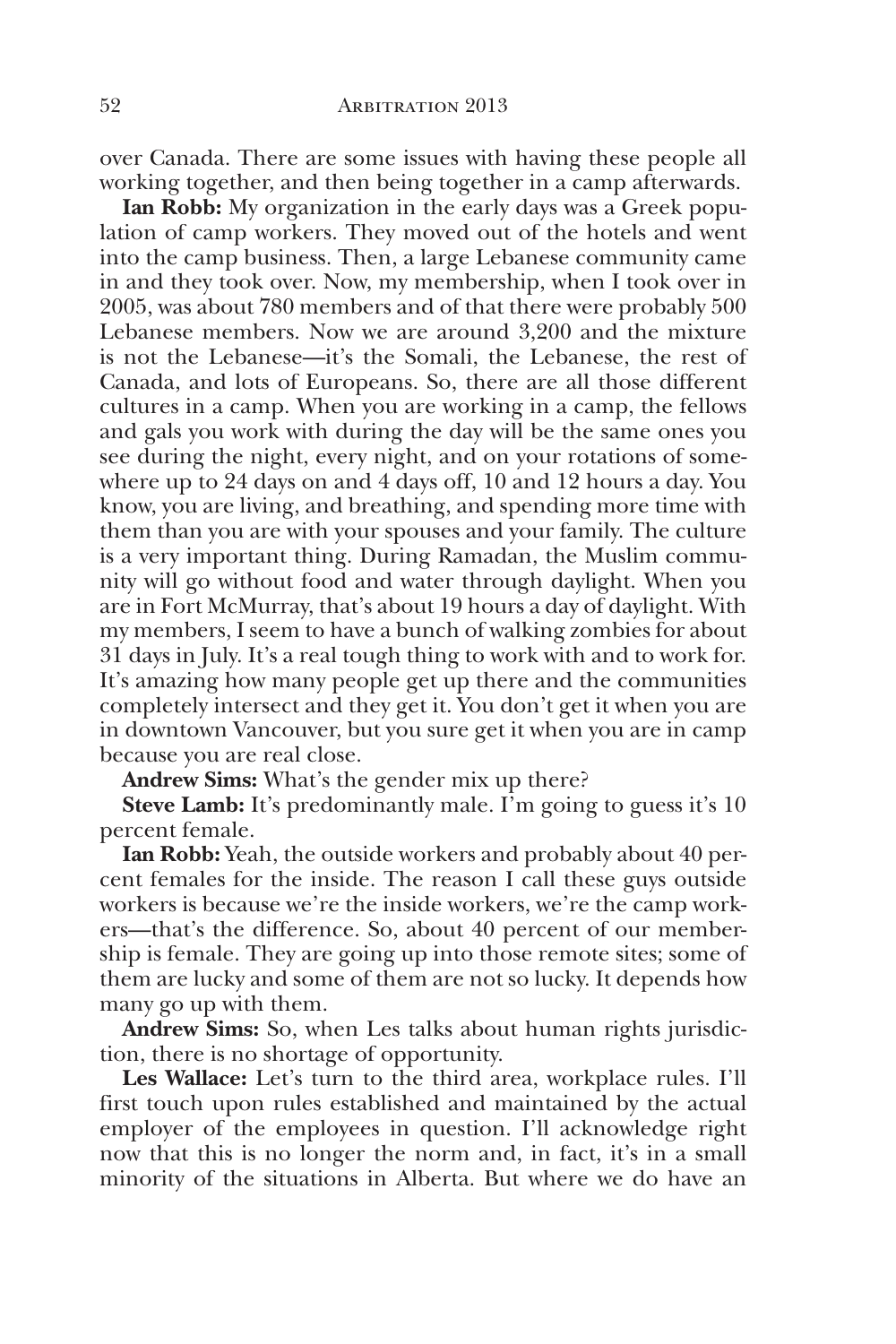over Canada. There are some issues with having these people all working together, and then being together in a camp afterwards.

**Ian Robb:** My organization in the early days was a Greek population of camp workers. They moved out of the hotels and went into the camp business. Then, a large Lebanese community came in and they took over. Now, my membership, when I took over in 2005, was about 780 members and of that there were probably 500 Lebanese members. Now we are around 3,200 and the mixture is not the Lebanese—it's the Somali, the Lebanese, the rest of Canada, and lots of Europeans. So, there are all those different cultures in a camp. When you are working in a camp, the fellows and gals you work with during the day will be the same ones you see during the night, every night, and on your rotations of somewhere up to 24 days on and 4 days off, 10 and 12 hours a day. You know, you are living, and breathing, and spending more time with them than you are with your spouses and your family. The culture is a very important thing. During Ramadan, the Muslim community will go without food and water through daylight. When you are in Fort McMurray, that's about 19 hours a day of daylight. With my members, I seem to have a bunch of walking zombies for about 31 days in July. It's a real tough thing to work with and to work for. It's amazing how many people get up there and the communities completely intersect and they get it. You don't get it when you are in downtown Vancouver, but you sure get it when you are in camp because you are real close.

**Andrew Sims:** What's the gender mix up there?

**Steve Lamb:** It's predominantly male. I'm going to guess it's 10 percent female.

**Ian Robb:** Yeah, the outside workers and probably about 40 percent females for the inside. The reason I call these guys outside workers is because we're the inside workers, we're the camp workers—that's the difference. So, about 40 percent of our membership is female. They are going up into those remote sites; some of them are lucky and some of them are not so lucky. It depends how many go up with them.

**Andrew Sims:** So, when Les talks about human rights jurisdiction, there is no shortage of opportunity.

**Les Wallace:** Let's turn to the third area, workplace rules. I'll first touch upon rules established and maintained by the actual employer of the employees in question. I'll acknowledge right now that this is no longer the norm and, in fact, it's in a small minority of the situations in Alberta. But where we do have an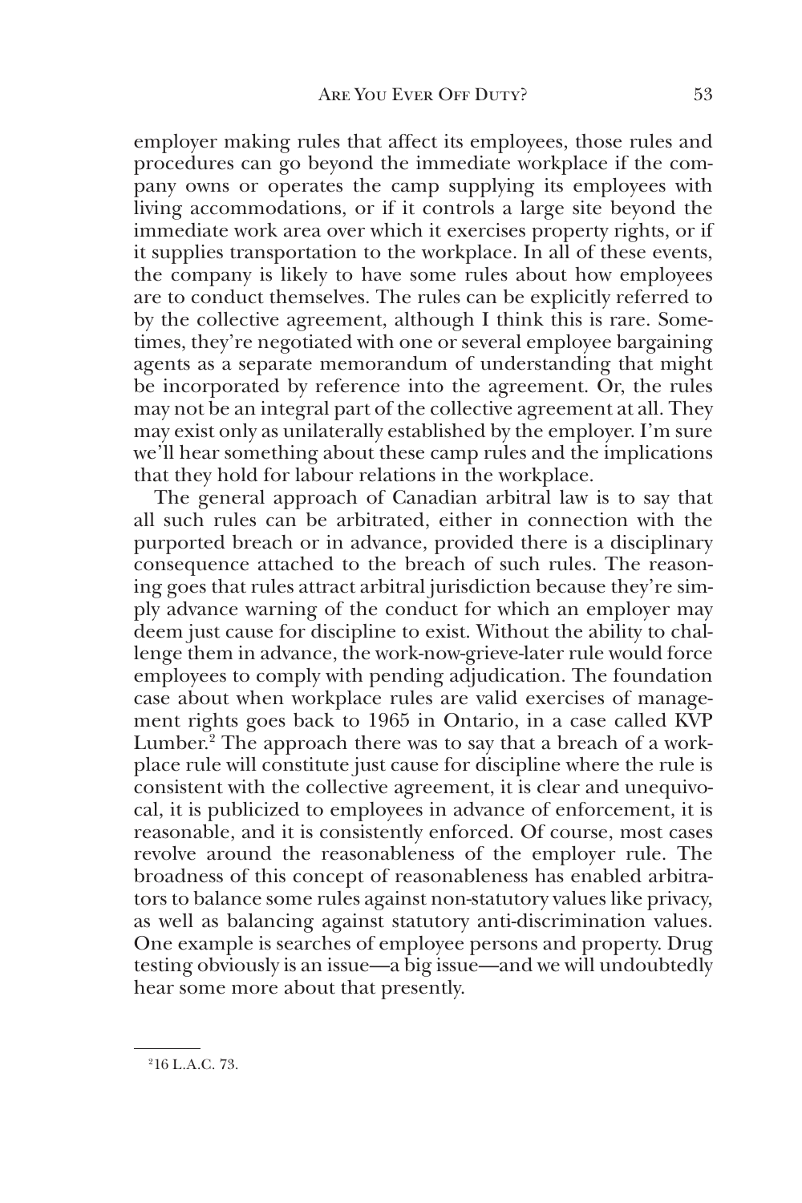employer making rules that affect its employees, those rules and procedures can go beyond the immediate workplace if the company owns or operates the camp supplying its employees with living accommodations, or if it controls a large site beyond the immediate work area over which it exercises property rights, or if it supplies transportation to the workplace. In all of these events, the company is likely to have some rules about how employees are to conduct themselves. The rules can be explicitly referred to by the collective agreement, although I think this is rare. Sometimes, they're negotiated with one or several employee bargaining agents as a separate memorandum of understanding that might be incorporated by reference into the agreement. Or, the rules may not be an integral part of the collective agreement at all. They may exist only as unilaterally established by the employer. I'm sure we'll hear something about these camp rules and the implications that they hold for labour relations in the workplace.

The general approach of Canadian arbitral law is to say that all such rules can be arbitrated, either in connection with the purported breach or in advance, provided there is a disciplinary consequence attached to the breach of such rules. The reasoning goes that rules attract arbitral jurisdiction because they're simply advance warning of the conduct for which an employer may deem just cause for discipline to exist. Without the ability to challenge them in advance, the work-now-grieve-later rule would force employees to comply with pending adjudication. The foundation case about when workplace rules are valid exercises of management rights goes back to 1965 in Ontario, in a case called KVP Lumber.[2] The approach there was to say that a breach of a workplace rule will constitute just cause for discipline where the rule is consistent with the collective agreement, it is clear and unequivocal, it is publicized to employees in advance of enforcement, it is reasonable, and it is consistently enforced. Of course, most cases revolve around the reasonableness of the employer rule. The broadness of this concept of reasonableness has enabled arbitrators to balance some rules against non-statutory values like privacy, as well as balancing against statutory anti-discrimination values. One example is searches of employee persons and property. Drug testing obviously is an issue—a big issue—and we will undoubtedly hear some more about that presently.

[2] 16 L.A.C. 73.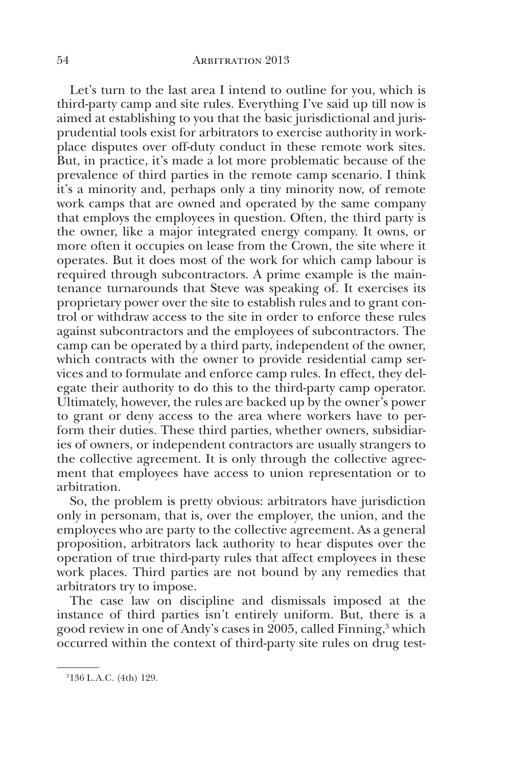Let's turn to the last area I intend to outline for you, which is third-party camp and site rules. Everything I've said up till now is aimed at establishing to you that the basic jurisdictional and jurisprudential tools exist for arbitrators to exercise authority in workplace disputes over off-duty conduct in these remote work sites. But, in practice, it's made a lot more problematic because of the prevalence of third parties in the remote camp scenario. I think it's a minority and, perhaps only a tiny minority now, of remote work camps that are owned and operated by the same company that employs the employees in question. Often, the third party is the owner, like a major integrated energy company. It owns, or more often it occupies on lease from the Crown, the site where it operates. But it does most of the work for which camp labour is required through subcontractors. A prime example is the maintenance turnarounds that Steve was speaking of. It exercises its proprietary power over the site to establish rules and to grant control or withdraw access to the site in order to enforce these rules against subcontractors and the employees of subcontractors. The camp can be operated by a third party, independent of the owner, which contracts with the owner to provide residential camp services and to formulate and enforce camp rules. In effect, they delegate their authority to do this to the third-party camp operator. Ultimately, however, the rules are backed up by the owner's power to grant or deny access to the area where workers have to perform their duties. These third parties, whether owners, subsidiaries of owners, or independent contractors are usually strangers to the collective agreement. It is only through the collective agreement that employees have access to union representation or to arbitration.

So, the problem is pretty obvious: arbitrators have jurisdiction only in personam, that is, over the employer, the union, and the employees who are party to the collective agreement. As a general proposition, arbitrators lack authority to hear disputes over the operation of true third-party rules that affect employees in these work places. Third parties are not bound by any remedies that arbitrators try to impose.

The case law on discipline and dismissals imposed at the instance of third parties isn't entirely uniform. But, there is a good review in one of Andy's cases in 2005, called Finning,[3] which occurred within the context of third-party site rules on drug test-

---

[3] 136 L.A.C. (4th) 129.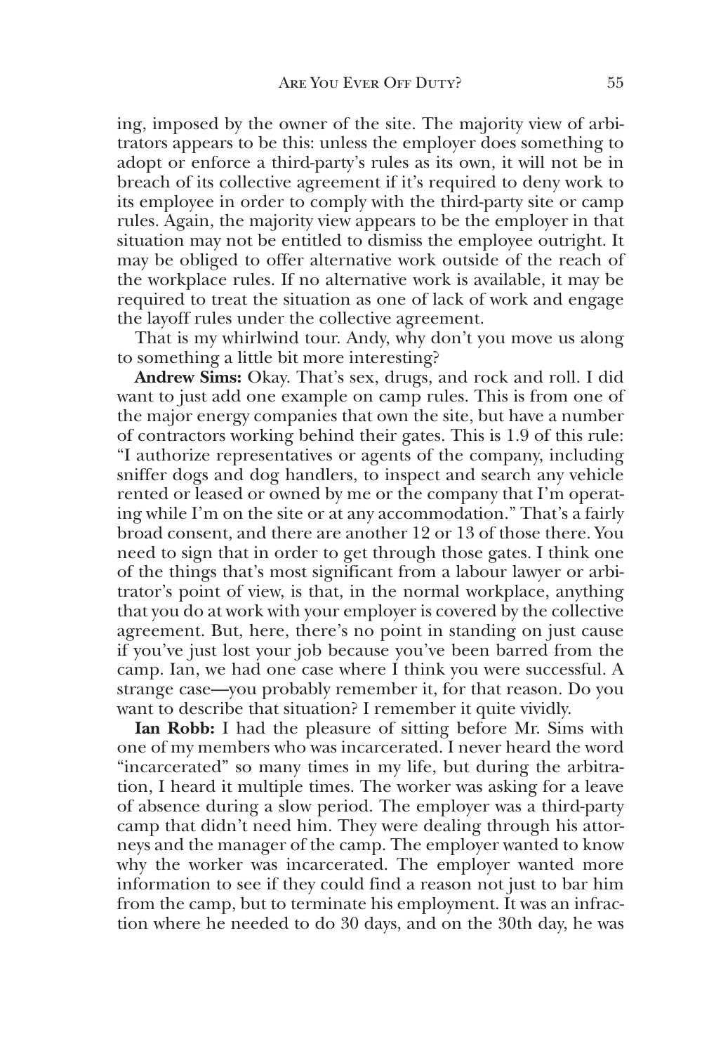ing, imposed by the owner of the site. The majority view of arbitrators appears to be this: unless the employer does something to adopt or enforce a third-party's rules as its own, it will not be in breach of its collective agreement if it's required to deny work to its employee in order to comply with the third-party site or camp rules. Again, the majority view appears to be the employer in that situation may not be entitled to dismiss the employee outright. It may be obliged to offer alternative work outside of the reach of the workplace rules. If no alternative work is available, it may be required to treat the situation as one of lack of work and engage the layoff rules under the collective agreement.

That is my whirlwind tour. Andy, why don't you move us along to something a little bit more interesting?

**Andrew Sims:** Okay. That's sex, drugs, and rock and roll. I did want to just add one example on camp rules. This is from one of the major energy companies that own the site, but have a number of contractors working behind their gates. This is 1.9 of this rule: "I authorize representatives or agents of the company, including sniffer dogs and dog handlers, to inspect and search any vehicle rented or leased or owned by me or the company that I'm operating while I'm on the site or at any accommodation." That's a fairly broad consent, and there are another 12 or 13 of those there. You need to sign that in order to get through those gates. I think one of the things that's most significant from a labour lawyer or arbitrator's point of view, is that, in the normal workplace, anything that you do at work with your employer is covered by the collective agreement. But, here, there's no point in standing on just cause if you've just lost your job because you've been barred from the camp. Ian, we had one case where I think you were successful. A strange case—you probably remember it, for that reason. Do you want to describe that situation? I remember it quite vividly.

**Ian Robb:** I had the pleasure of sitting before Mr. Sims with one of my members who was incarcerated. I never heard the word "incarcerated" so many times in my life, but during the arbitration, I heard it multiple times. The worker was asking for a leave of absence during a slow period. The employer was a third-party camp that didn't need him. They were dealing through his attorneys and the manager of the camp. The employer wanted to know why the worker was incarcerated. The employer wanted more information to see if they could find a reason not just to bar him from the camp, but to terminate his employment. It was an infraction where he needed to do 30 days, and on the 30th day, he was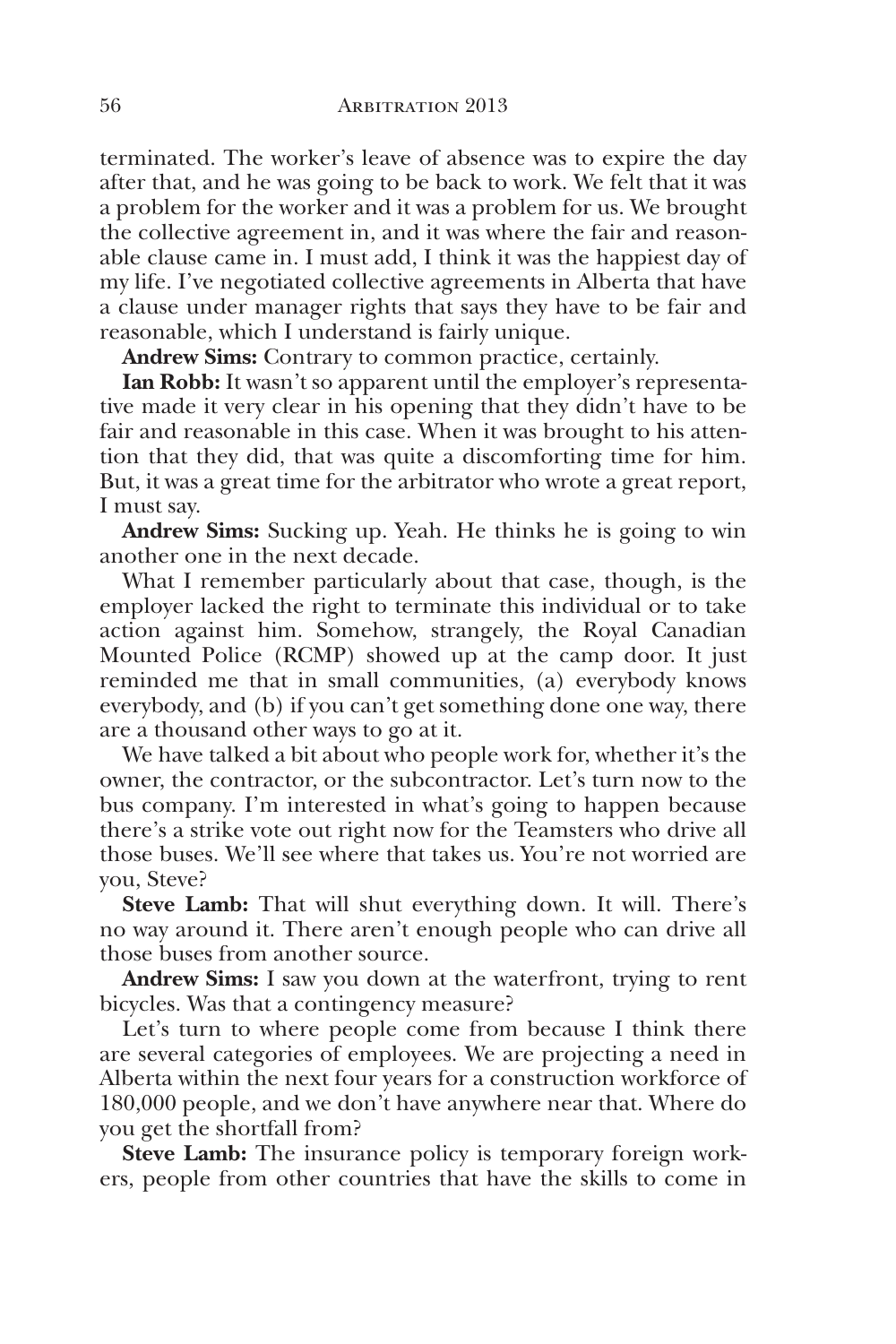terminated. The worker's leave of absence was to expire the day after that, and he was going to be back to work. We felt that it was a problem for the worker and it was a problem for us. We brought the collective agreement in, and it was where the fair and reasonable clause came in. I must add, I think it was the happiest day of my life. I've negotiated collective agreements in Alberta that have a clause under manager rights that says they have to be fair and reasonable, which I understand is fairly unique.

**Andrew Sims:** Contrary to common practice, certainly.

**Ian Robb:** It wasn't so apparent until the employer's representative made it very clear in his opening that they didn't have to be fair and reasonable in this case. When it was brought to his attention that they did, that was quite a discomforting time for him. But, it was a great time for the arbitrator who wrote a great report, I must say.

**Andrew Sims:** Sucking up. Yeah. He thinks he is going to win another one in the next decade.

What I remember particularly about that case, though, is the employer lacked the right to terminate this individual or to take action against him. Somehow, strangely, the Royal Canadian Mounted Police (RCMP) showed up at the camp door. It just reminded me that in small communities, (a) everybody knows everybody, and (b) if you can't get something done one way, there are a thousand other ways to go at it.

We have talked a bit about who people work for, whether it's the owner, the contractor, or the subcontractor. Let's turn now to the bus company. I'm interested in what's going to happen because there's a strike vote out right now for the Teamsters who drive all those buses. We'll see where that takes us. You're not worried are you, Steve?

**Steve Lamb:** That will shut everything down. It will. There's no way around it. There aren't enough people who can drive all those buses from another source.

**Andrew Sims:** I saw you down at the waterfront, trying to rent bicycles. Was that a contingency measure?

Let's turn to where people come from because I think there are several categories of employees. We are projecting a need in Alberta within the next four years for a construction workforce of 180,000 people, and we don't have anywhere near that. Where do you get the shortfall from?

**Steve Lamb:** The insurance policy is temporary foreign workers, people from other countries that have the skills to come in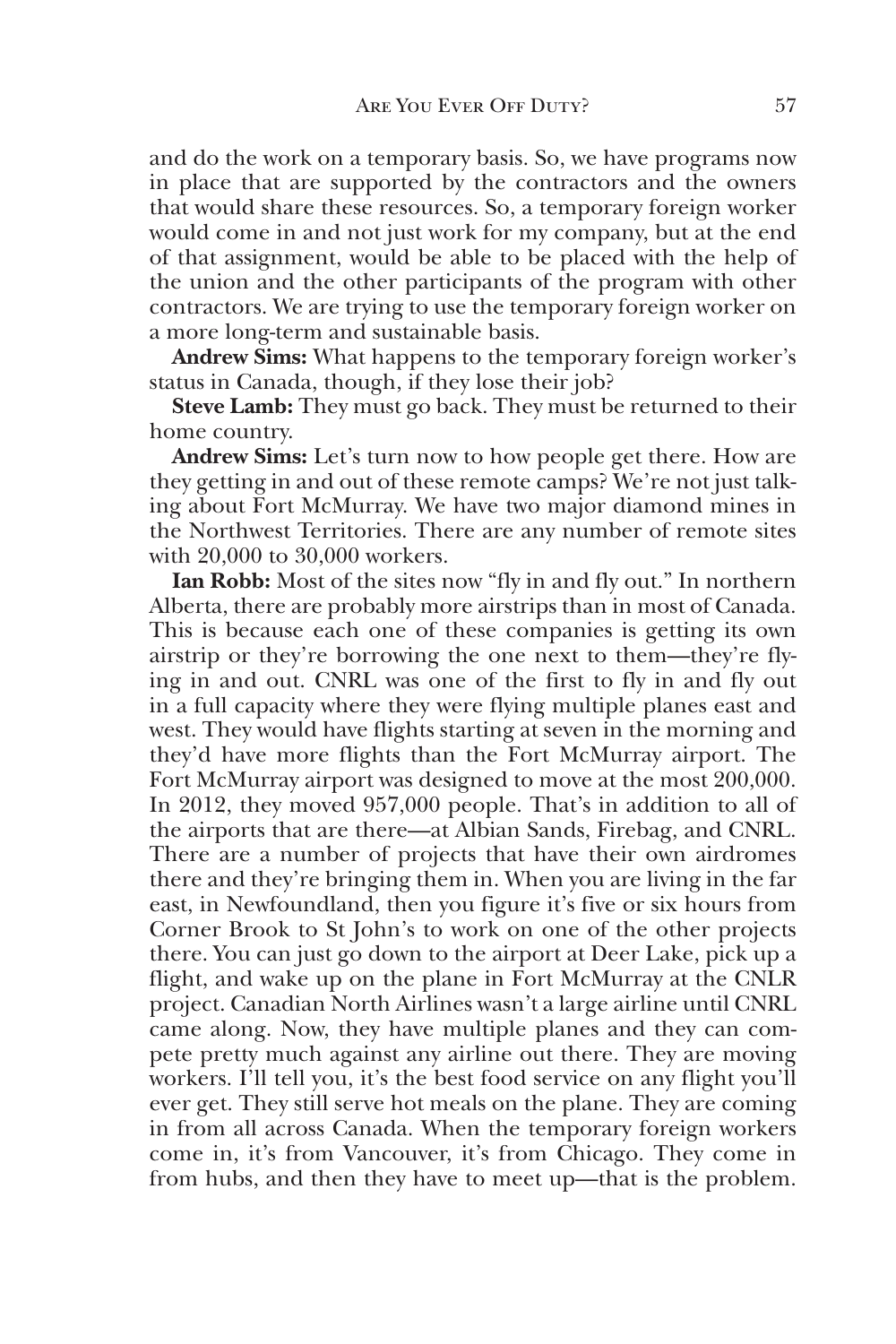and do the work on a temporary basis. So, we have programs now in place that are supported by the contractors and the owners that would share these resources. So, a temporary foreign worker would come in and not just work for my company, but at the end of that assignment, would be able to be placed with the help of the union and the other participants of the program with other contractors. We are trying to use the temporary foreign worker on a more long-term and sustainable basis.

**Andrew Sims:** What happens to the temporary foreign worker's status in Canada, though, if they lose their job?

**Steve Lamb:** They must go back. They must be returned to their home country.

**Andrew Sims:** Let's turn now to how people get there. How are they getting in and out of these remote camps? We're not just talking about Fort McMurray. We have two major diamond mines in the Northwest Territories. There are any number of remote sites with 20,000 to 30,000 workers.

**Ian Robb:** Most of the sites now "fly in and fly out." In northern Alberta, there are probably more airstrips than in most of Canada. This is because each one of these companies is getting its own airstrip or they're borrowing the one next to them—they're flying in and out. CNRL was one of the first to fly in and fly out in a full capacity where they were flying multiple planes east and west. They would have flights starting at seven in the morning and they'd have more flights than the Fort McMurray airport. The Fort McMurray airport was designed to move at the most 200,000. In 2012, they moved 957,000 people. That's in addition to all of the airports that are there—at Albian Sands, Firebag, and CNRL. There are a number of projects that have their own airdromes there and they're bringing them in. When you are living in the far east, in Newfoundland, then you figure it's five or six hours from Corner Brook to St John's to work on one of the other projects there. You can just go down to the airport at Deer Lake, pick up a flight, and wake up on the plane in Fort McMurray at the CNLR project. Canadian North Airlines wasn't a large airline until CNRL came along. Now, they have multiple planes and they can compete pretty much against any airline out there. They are moving workers. I'll tell you, it's the best food service on any flight you'll ever get. They still serve hot meals on the plane. They are coming in from all across Canada. When the temporary foreign workers come in, it's from Vancouver, it's from Chicago. They come in from hubs, and then they have to meet up—that is the problem.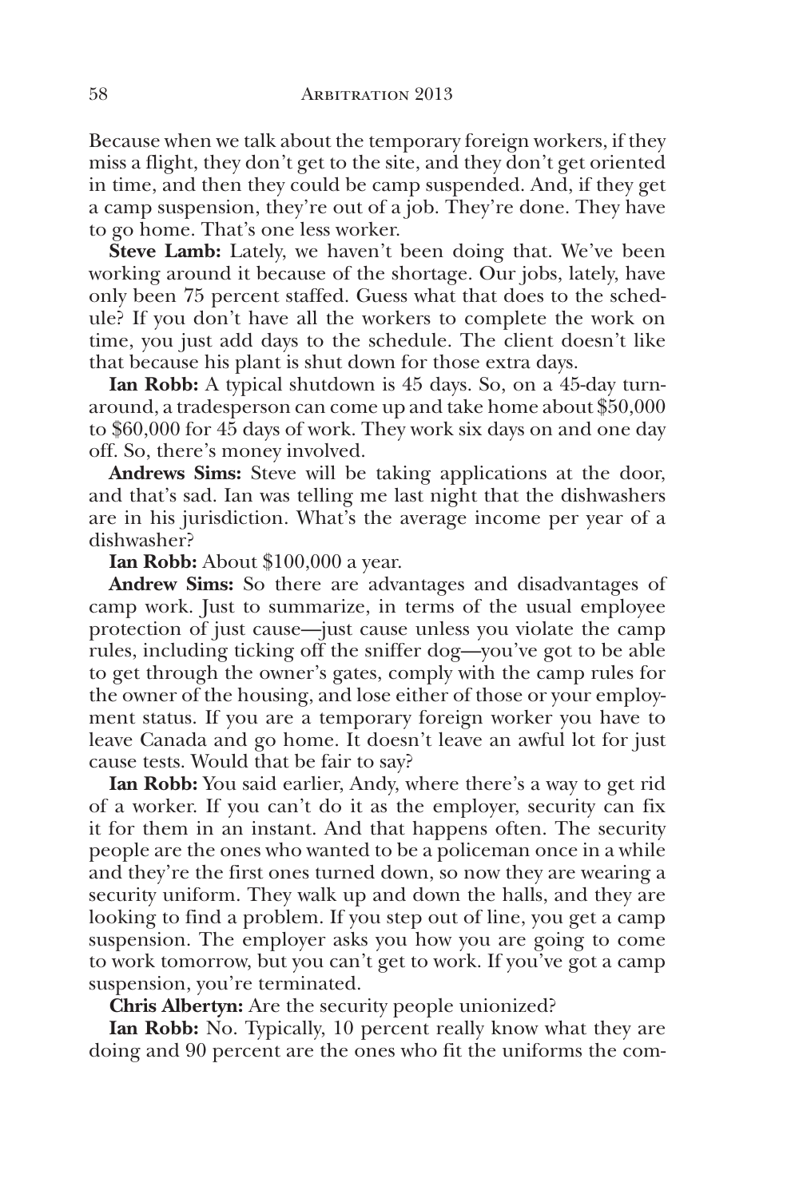Because when we talk about the temporary foreign workers, if they miss a flight, they don't get to the site, and they don't get oriented in time, and then they could be camp suspended. And, if they get a camp suspension, they're out of a job. They're done. They have to go home. That's one less worker.

**Steve Lamb:** Lately, we haven't been doing that. We've been working around it because of the shortage. Our jobs, lately, have only been 75 percent staffed. Guess what that does to the schedule? If you don't have all the workers to complete the work on time, you just add days to the schedule. The client doesn't like that because his plant is shut down for those extra days.

**Ian Robb:** A typical shutdown is 45 days. So, on a 45-day turnaround, a tradesperson can come up and take home about $50,000 to $60,000 for 45 days of work. They work six days on and one day off. So, there's money involved.

**Andrews Sims:** Steve will be taking applications at the door, and that's sad. Ian was telling me last night that the dishwashers are in his jurisdiction. What's the average income per year of a dishwasher?

**Ian Robb:** About $100,000 a year.

**Andrew Sims:** So there are advantages and disadvantages of camp work. Just to summarize, in terms of the usual employee protection of just cause—just cause unless you violate the camp rules, including ticking off the sniffer dog—you've got to be able to get through the owner's gates, comply with the camp rules for the owner of the housing, and lose either of those or your employment status. If you are a temporary foreign worker you have to leave Canada and go home. It doesn't leave an awful lot for just cause tests. Would that be fair to say?

**Ian Robb:** You said earlier, Andy, where there's a way to get rid of a worker. If you can't do it as the employer, security can fix it for them in an instant. And that happens often. The security people are the ones who wanted to be a policeman once in a while and they're the first ones turned down, so now they are wearing a security uniform. They walk up and down the halls, and they are looking to find a problem. If you step out of line, you get a camp suspension. The employer asks you how you are going to come to work tomorrow, but you can't get to work. If you've got a camp suspension, you're terminated.

**Chris Albertyn:** Are the security people unionized?

**Ian Robb:** No. Typically, 10 percent really know what they are doing and 90 percent are the ones who fit the uniforms the com-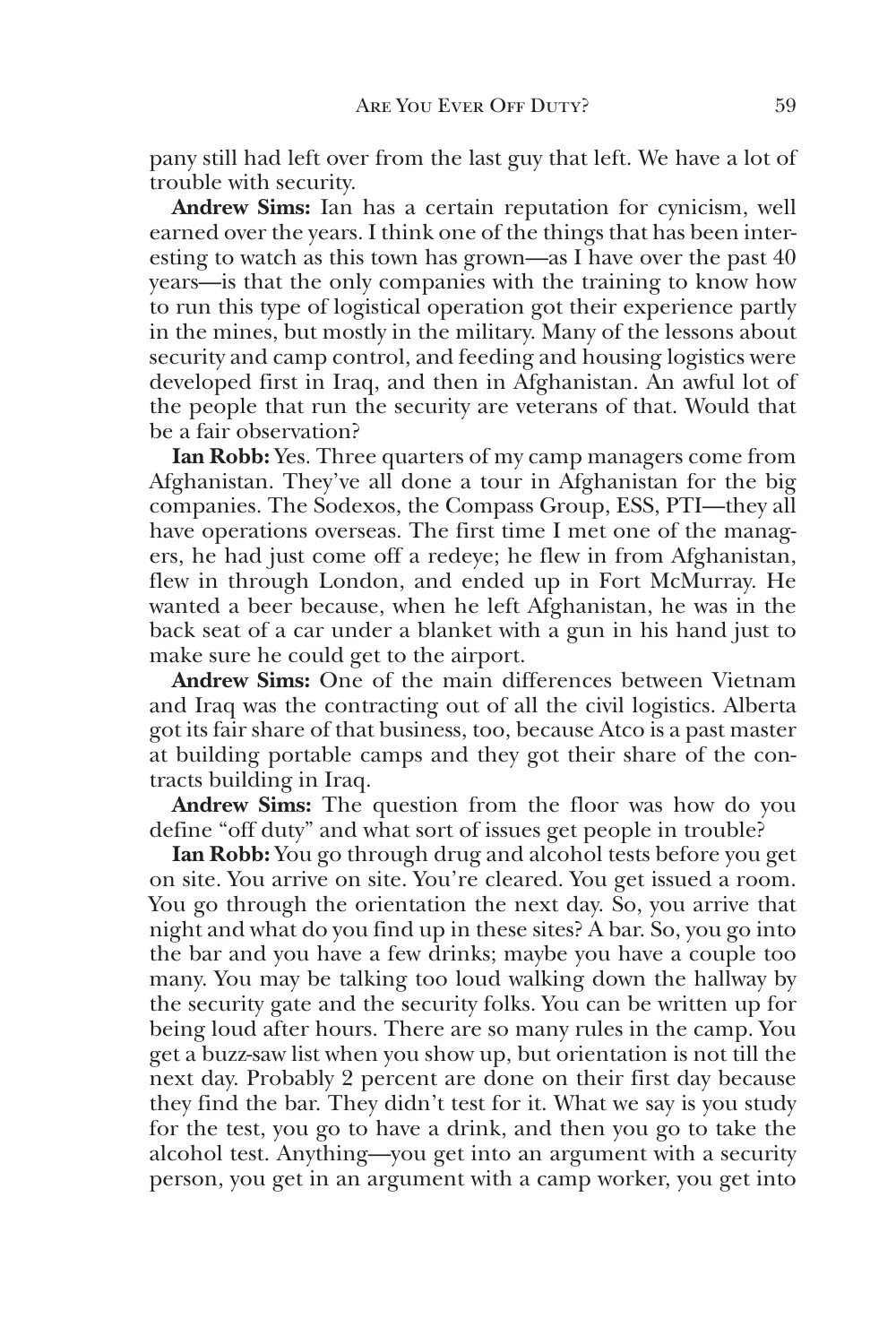pany still had left over from the last guy that left. We have a lot of trouble with security.

**Andrew Sims:** Ian has a certain reputation for cynicism, well earned over the years. I think one of the things that has been interesting to watch as this town has grown—as I have over the past 40 years—is that the only companies with the training to know how to run this type of logistical operation got their experience partly in the mines, but mostly in the military. Many of the lessons about security and camp control, and feeding and housing logistics were developed first in Iraq, and then in Afghanistan. An awful lot of the people that run the security are veterans of that. Would that be a fair observation?

**Ian Robb:** Yes. Three quarters of my camp managers come from Afghanistan. They've all done a tour in Afghanistan for the big companies. The Sodexos, the Compass Group, ESS, PTI—they all have operations overseas. The first time I met one of the managers, he had just come off a redeye; he flew in from Afghanistan, flew in through London, and ended up in Fort McMurray. He wanted a beer because, when he left Afghanistan, he was in the back seat of a car under a blanket with a gun in his hand just to make sure he could get to the airport.

**Andrew Sims:** One of the main differences between Vietnam and Iraq was the contracting out of all the civil logistics. Alberta got its fair share of that business, too, because Atco is a past master at building portable camps and they got their share of the contracts building in Iraq.

**Andrew Sims:** The question from the floor was how do you define "off duty" and what sort of issues get people in trouble?

**Ian Robb:** You go through drug and alcohol tests before you get on site. You arrive on site. You're cleared. You get issued a room. You go through the orientation the next day. So, you arrive that night and what do you find up in these sites? A bar. So, you go into the bar and you have a few drinks; maybe you have a couple too many. You may be talking too loud walking down the hallway by the security gate and the security folks. You can be written up for being loud after hours. There are so many rules in the camp. You get a buzz-saw list when you show up, but orientation is not till the next day. Probably 2 percent are done on their first day because they find the bar. They didn't test for it. What we say is you study for the test, you go to have a drink, and then you go to take the alcohol test. Anything—you get into an argument with a security person, you get in an argument with a camp worker, you get into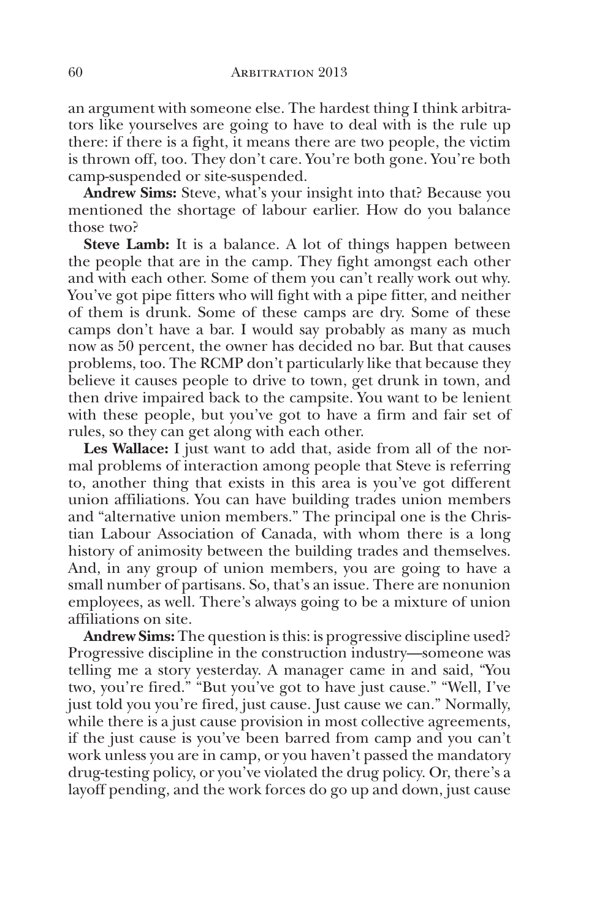an argument with someone else. The hardest thing I think arbitrators like yourselves are going to have to deal with is the rule up there: if there is a fight, it means there are two people, the victim is thrown off, too. They don't care. You're both gone. You're both camp-suspended or site-suspended.

**Andrew Sims:** Steve, what's your insight into that? Because you mentioned the shortage of labour earlier. How do you balance those two?

**Steve Lamb:** It is a balance. A lot of things happen between the people that are in the camp. They fight amongst each other and with each other. Some of them you can't really work out why. You've got pipe fitters who will fight with a pipe fitter, and neither of them is drunk. Some of these camps are dry. Some of these camps don't have a bar. I would say probably as many as much now as 50 percent, the owner has decided no bar. But that causes problems, too. The RCMP don't particularly like that because they believe it causes people to drive to town, get drunk in town, and then drive impaired back to the campsite. You want to be lenient with these people, but you've got to have a firm and fair set of rules, so they can get along with each other.

**Les Wallace:** I just want to add that, aside from all of the normal problems of interaction among people that Steve is referring to, another thing that exists in this area is you've got different union affiliations. You can have building trades union members and "alternative union members." The principal one is the Christian Labour Association of Canada, with whom there is a long history of animosity between the building trades and themselves. And, in any group of union members, you are going to have a small number of partisans. So, that's an issue. There are nonunion employees, as well. There's always going to be a mixture of union affiliations on site.

**Andrew Sims:** The question is this: is progressive discipline used? Progressive discipline in the construction industry—someone was telling me a story yesterday. A manager came in and said, "You two, you're fired." "But you've got to have just cause." "Well, I've just told you you're fired, just cause. Just cause we can." Normally, while there is a just cause provision in most collective agreements, if the just cause is you've been barred from camp and you can't work unless you are in camp, or you haven't passed the mandatory drug-testing policy, or you've violated the drug policy. Or, there's a layoff pending, and the work forces do go up and down, just cause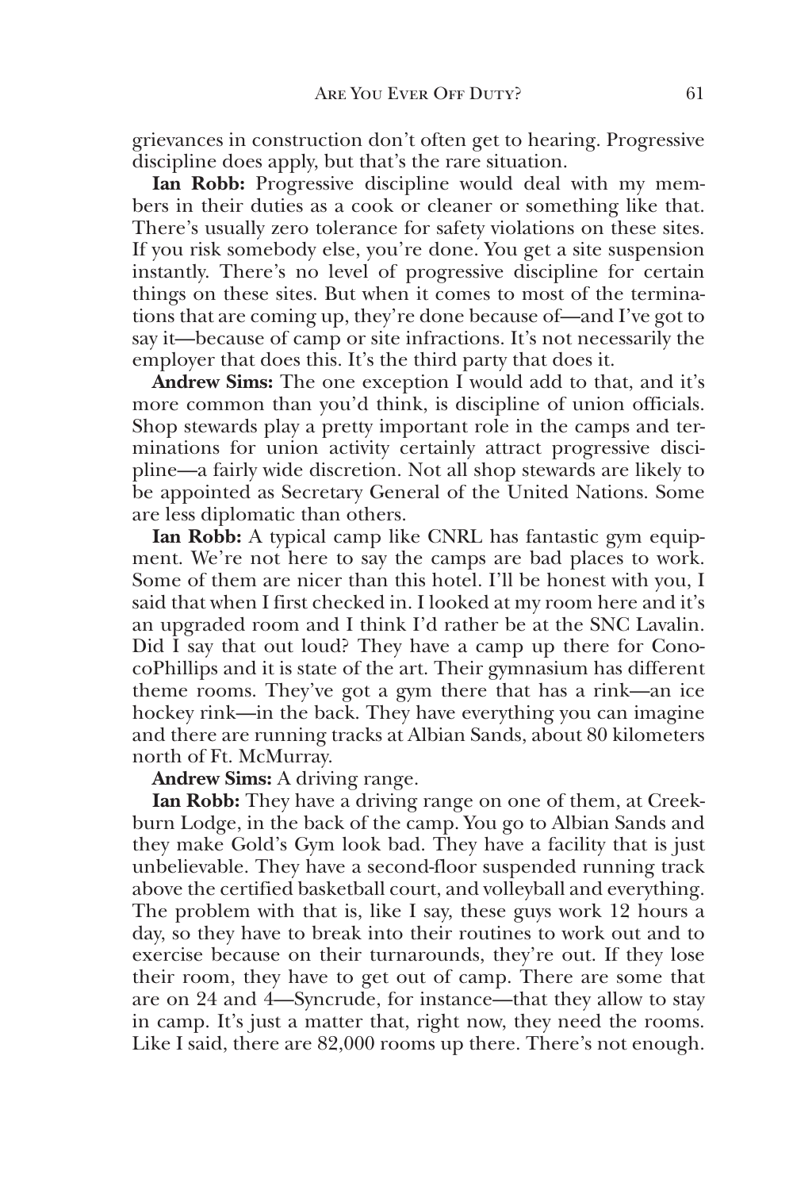grievances in construction don't often get to hearing. Progressive discipline does apply, but that's the rare situation.

**Ian Robb:** Progressive discipline would deal with my members in their duties as a cook or cleaner or something like that. There's usually zero tolerance for safety violations on these sites. If you risk somebody else, you're done. You get a site suspension instantly. There's no level of progressive discipline for certain things on these sites. But when it comes to most of the terminations that are coming up, they're done because of—and I've got to say it—because of camp or site infractions. It's not necessarily the employer that does this. It's the third party that does it.

**Andrew Sims:** The one exception I would add to that, and it's more common than you'd think, is discipline of union officials. Shop stewards play a pretty important role in the camps and terminations for union activity certainly attract progressive discipline—a fairly wide discretion. Not all shop stewards are likely to be appointed as Secretary General of the United Nations. Some are less diplomatic than others.

**Ian Robb:** A typical camp like CNRL has fantastic gym equipment. We're not here to say the camps are bad places to work. Some of them are nicer than this hotel. I'll be honest with you, I said that when I first checked in. I looked at my room here and it's an upgraded room and I think I'd rather be at the SNC Lavalin. Did I say that out loud? They have a camp up there for ConocoPhillips and it is state of the art. Their gymnasium has different theme rooms. They've got a gym there that has a rink—an ice hockey rink—in the back. They have everything you can imagine and there are running tracks at Albian Sands, about 80 kilometers north of Ft. McMurray.

**Andrew Sims:** A driving range.

**Ian Robb:** They have a driving range on one of them, at Creekburn Lodge, in the back of the camp. You go to Albian Sands and they make Gold's Gym look bad. They have a facility that is just unbelievable. They have a second-floor suspended running track above the certified basketball court, and volleyball and everything. The problem with that is, like I say, these guys work 12 hours a day, so they have to break into their routines to work out and to exercise because on their turnarounds, they're out. If they lose their room, they have to get out of camp. There are some that are on 24 and 4—Syncrude, for instance—that they allow to stay in camp. It's just a matter that, right now, they need the rooms. Like I said, there are 82,000 rooms up there. There's not enough.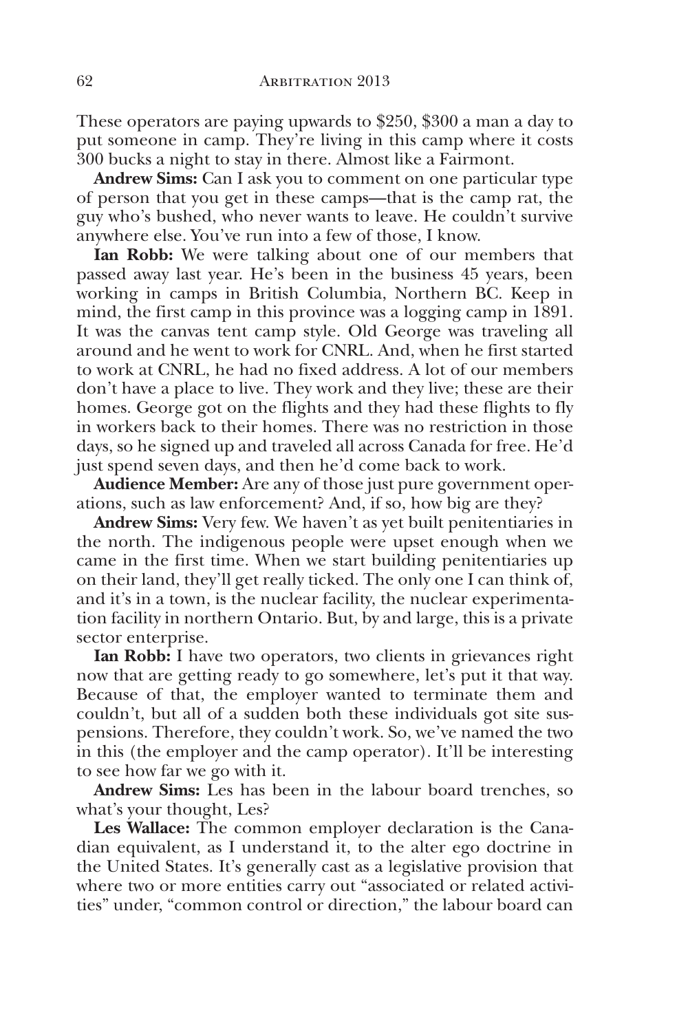These operators are paying upwards to $250, $300 a man a day to put someone in camp. They're living in this camp where it costs 300 bucks a night to stay in there. Almost like a Fairmont.

**Andrew Sims:** Can I ask you to comment on one particular type of person that you get in these camps—that is the camp rat, the guy who's bushed, who never wants to leave. He couldn't survive anywhere else. You've run into a few of those, I know.

**Ian Robb:** We were talking about one of our members that passed away last year. He's been in the business 45 years, been working in camps in British Columbia, Northern BC. Keep in mind, the first camp in this province was a logging camp in 1891. It was the canvas tent camp style. Old George was traveling all around and he went to work for CNRL. And, when he first started to work at CNRL, he had no fixed address. A lot of our members don't have a place to live. They work and they live; these are their homes. George got on the flights and they had these flights to fly in workers back to their homes. There was no restriction in those days, so he signed up and traveled all across Canada for free. He'd just spend seven days, and then he'd come back to work.

**Audience Member:** Are any of those just pure government operations, such as law enforcement? And, if so, how big are they?

**Andrew Sims:** Very few. We haven't as yet built penitentiaries in the north. The indigenous people were upset enough when we came in the first time. When we start building penitentiaries up on their land, they'll get really ticked. The only one I can think of, and it's in a town, is the nuclear facility, the nuclear experimentation facility in northern Ontario. But, by and large, this is a private sector enterprise.

**Ian Robb:** I have two operators, two clients in grievances right now that are getting ready to go somewhere, let's put it that way. Because of that, the employer wanted to terminate them and couldn't, but all of a sudden both these individuals got site suspensions. Therefore, they couldn't work. So, we've named the two in this (the employer and the camp operator). It'll be interesting to see how far we go with it.

**Andrew Sims:** Les has been in the labour board trenches, so what's your thought, Les?

**Les Wallace:** The common employer declaration is the Canadian equivalent, as I understand it, to the alter ego doctrine in the United States. It's generally cast as a legislative provision that where two or more entities carry out "associated or related activities" under, "common control or direction," the labour board can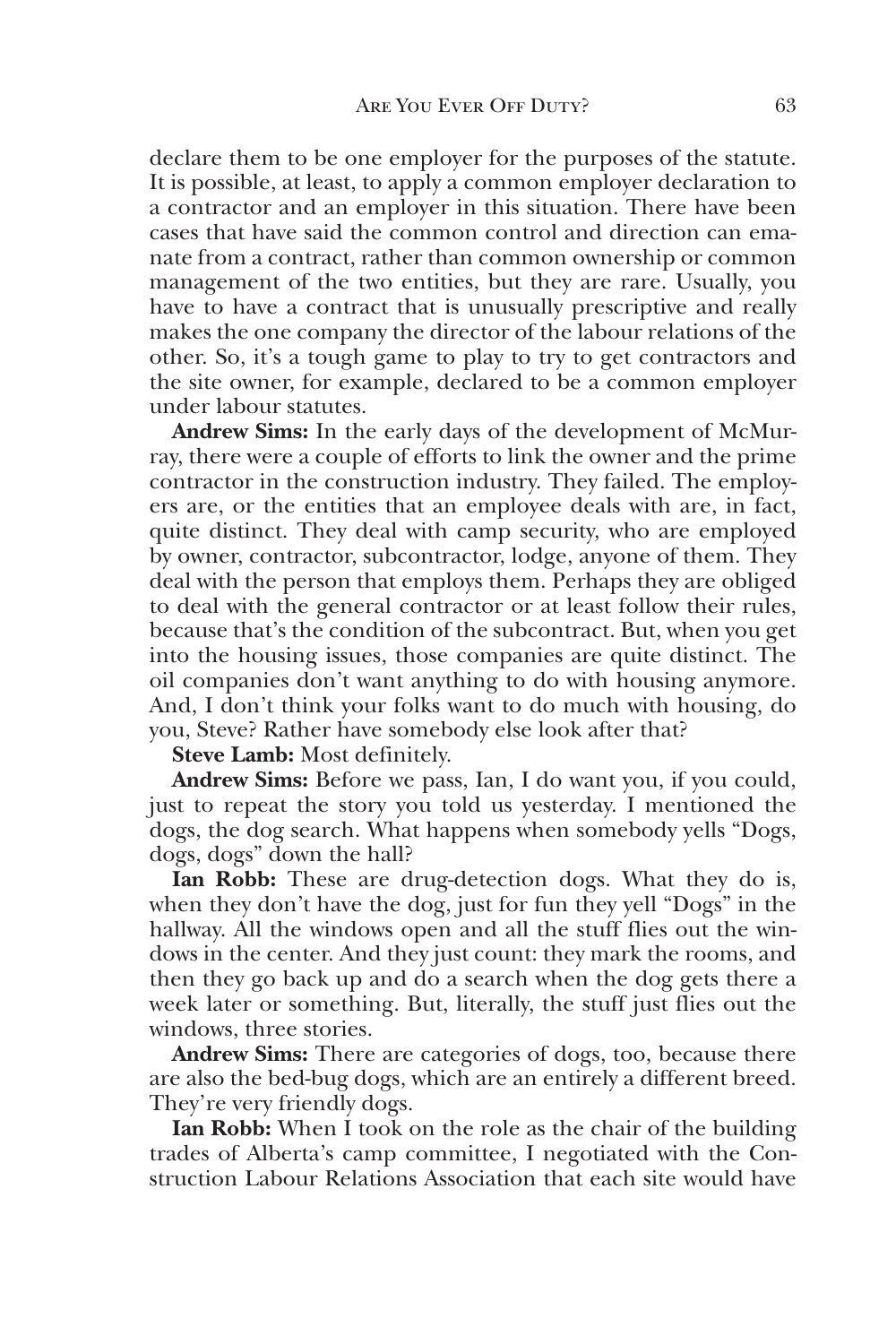declare them to be one employer for the purposes of the statute. It is possible, at least, to apply a common employer declaration to a contractor and an employer in this situation. There have been cases that have said the common control and direction can emanate from a contract, rather than common ownership or common management of the two entities, but they are rare. Usually, you have to have a contract that is unusually prescriptive and really makes the one company the director of the labour relations of the other. So, it's a tough game to play to try to get contractors and the site owner, for example, declared to be a common employer under labour statutes.

**Andrew Sims:** In the early days of the development of McMurray, there were a couple of efforts to link the owner and the prime contractor in the construction industry. They failed. The employers are, or the entities that an employee deals with are, in fact, quite distinct. They deal with camp security, who are employed by owner, contractor, subcontractor, lodge, anyone of them. They deal with the person that employs them. Perhaps they are obliged to deal with the general contractor or at least follow their rules, because that's the condition of the subcontract. But, when you get into the housing issues, those companies are quite distinct. The oil companies don't want anything to do with housing anymore. And, I don't think your folks want to do much with housing, do you, Steve? Rather have somebody else look after that?

**Steve Lamb:** Most definitely.

**Andrew Sims:** Before we pass, Ian, I do want you, if you could, just to repeat the story you told us yesterday. I mentioned the dogs, the dog search. What happens when somebody yells "Dogs, dogs, dogs" down the hall?

**Ian Robb:** These are drug-detection dogs. What they do is, when they don't have the dog, just for fun they yell "Dogs" in the hallway. All the windows open and all the stuff flies out the windows in the center. And they just count: they mark the rooms, and then they go back up and do a search when the dog gets there a week later or something. But, literally, the stuff just flies out the windows, three stories.

**Andrew Sims:** There are categories of dogs, too, because there are also the bed-bug dogs, which are an entirely a different breed. They're very friendly dogs.

**Ian Robb:** When I took on the role as the chair of the building trades of Alberta's camp committee, I negotiated with the Construction Labour Relations Association that each site would have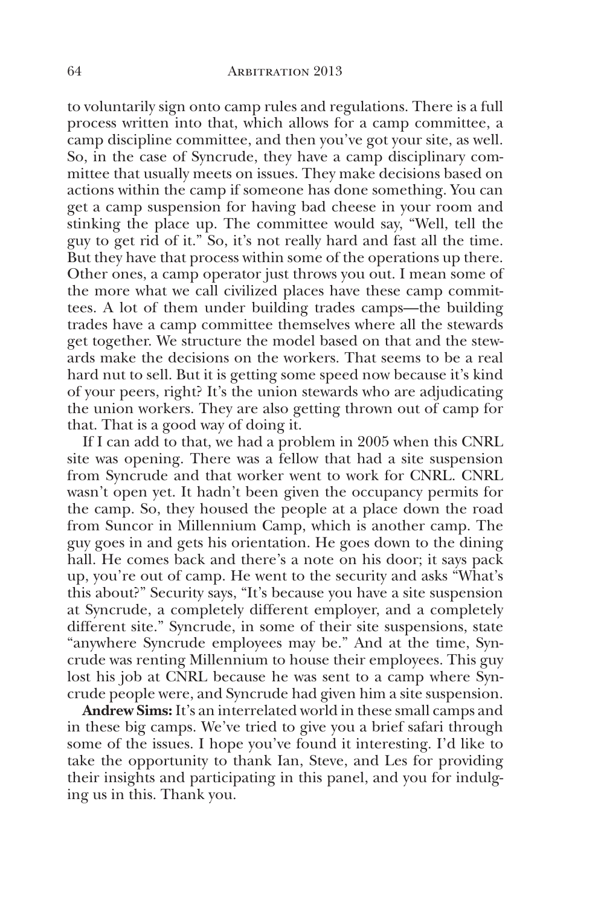to voluntarily sign onto camp rules and regulations. There is a full process written into that, which allows for a camp committee, a camp discipline committee, and then you've got your site, as well. So, in the case of Syncrude, they have a camp disciplinary committee that usually meets on issues. They make decisions based on actions within the camp if someone has done something. You can get a camp suspension for having bad cheese in your room and stinking the place up. The committee would say, "Well, tell the guy to get rid of it." So, it's not really hard and fast all the time. But they have that process within some of the operations up there. Other ones, a camp operator just throws you out. I mean some of the more what we call civilized places have these camp committees. A lot of them under building trades camps—the building trades have a camp committee themselves where all the stewards get together. We structure the model based on that and the stewards make the decisions on the workers. That seems to be a real hard nut to sell. But it is getting some speed now because it's kind of your peers, right? It's the union stewards who are adjudicating the union workers. They are also getting thrown out of camp for that. That is a good way of doing it.

If I can add to that, we had a problem in 2005 when this CNRL site was opening. There was a fellow that had a site suspension from Syncrude and that worker went to work for CNRL. CNRL wasn't open yet. It hadn't been given the occupancy permits for the camp. So, they housed the people at a place down the road from Suncor in Millennium Camp, which is another camp. The guy goes in and gets his orientation. He goes down to the dining hall. He comes back and there's a note on his door; it says pack up, you're out of camp. He went to the security and asks "What's this about?" Security says, "It's because you have a site suspension at Syncrude, a completely different employer, and a completely different site." Syncrude, in some of their site suspensions, state "anywhere Syncrude employees may be." And at the time, Syncrude was renting Millennium to house their employees. This guy lost his job at CNRL because he was sent to a camp where Syncrude people were, and Syncrude had given him a site suspension.

**Andrew Sims:** It's an interrelated world in these small camps and in these big camps. We've tried to give you a brief safari through some of the issues. I hope you've found it interesting. I'd like to take the opportunity to thank Ian, Steve, and Les for providing their insights and participating in this panel, and you for indulging us in this. Thank you.